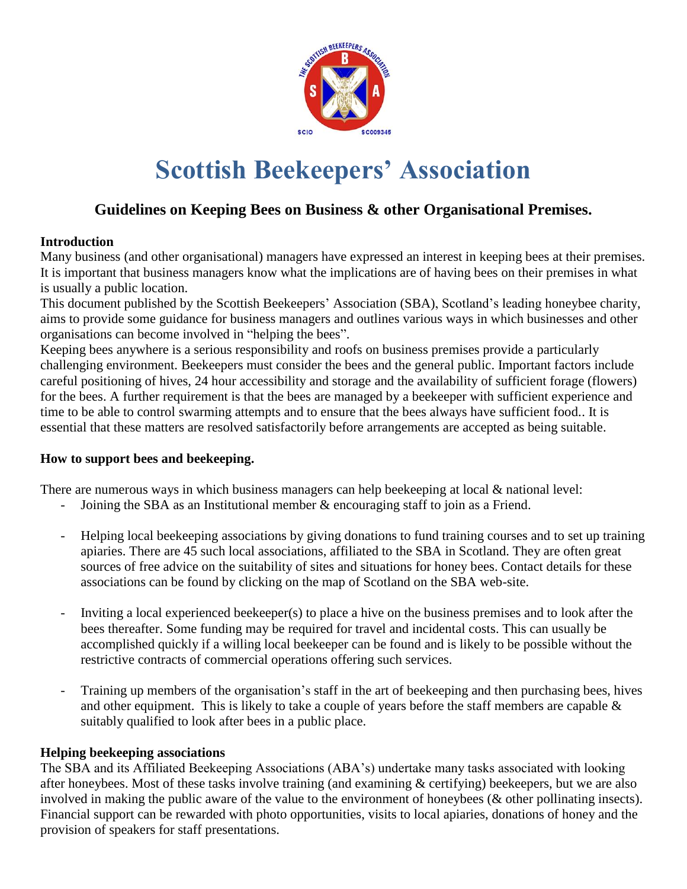# Scottish Beekeepers' Association

## Guidelines on Keeping Bees on Business & other Organisational Premises.

**Introduction**

Many business (and other organisational) managers have expressed an interest in keeping bees at their premises. It is important that business managers know what the implications are of having bees on their premises in what is usually a public location.

This document published by the Scottish Beekeepers' Association (SBA), Scotland's leading honeybee charity, aims to provide some guidance for business managers and outlines various ways in which businesses and other organisations can become involved in "helping the bees".

Keeping bees anywhere is a serious responsibility and roofs on business premises provide a particularly challenging environment. Beekeepers must consider the bees and the general public. Important factors include careful positioning of hives, 24 hour accessibility and storage and the availability of sufficient forage (flowers) for the bees. A further requirement is that the bees are managed by a beekeeper with sufficient experience and time to be able to control swarming attempts and to ensure that the bees always have sufficient food.. It is essential that these matters are resolved satisfactorily before arrangements are accepted as being suitable.

**How to support bees and beekeeping.**

There are numerous ways in which business managers can help beekeeping at local & national level:

- Joining the SBA as an Institutional member & encouraging staff to join as a Friend.
- Helping local beekeeping associations by giving donations to fund training courses and to set up training apiaries. There are 45 such local associations, affiliated to the SBA in Scotland. They are often great sources of free advice on the suitability of sites and situations for honey bees. Contact details for these associations can be found by clicking on the map of Scotland on the SBA web-site.
- Inviting a local experienced beekeeper(s) to place a hive on the business premises and to look after the bees thereafter. Some funding may be required for travel and incidental costs. This can usually be accomplished quickly if a willing local beekeeper can be found and is likely to be possible without the restrictive contracts of commercial operations offering such services.
- Training up members of the organisation's staff in the art of beekeeping and then purchasing bees, hives and other equipment. This is likely to take a couple of years before the staff members are capable & suitably qualified to look after bees in a public place.

**Helping beekeeping associations**

The SBA and its Affiliated Beekeeping Associations (ABA's) undertake many tasks associated with looking after honeybees. Most of these tasks involve training (and examining & certifying) beekeepers, but we are also involved in making the public aware of the value to the environment of honeybees (& other pollinating insects). Financial support can be rewarded with photo opportunities, visits to local apiaries, donations of honey and the provision of speakers for staff presentations.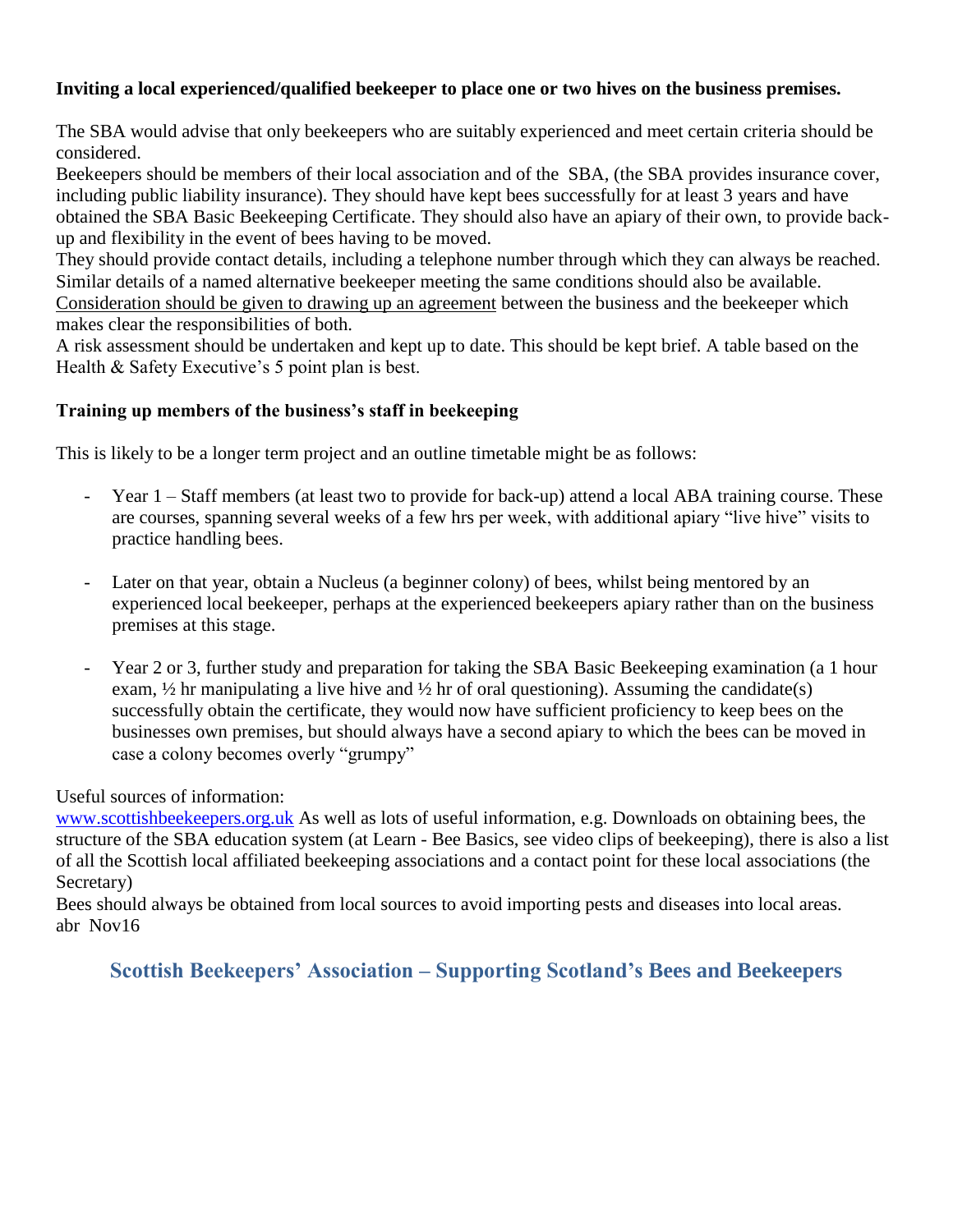**Inviting a local experienced/qualified beekeeper to place one or two hives on the business premises.**

The SBA would advise that only beekeepers who are suitably experienced and meet certain criteria should be considered.
Beekeepers should be members of their local association and of the SBA, (the SBA provides insurance cover, including public liability insurance). They should have kept bees successfully for at least 3 years and have obtained the SBA Basic Beekeeping Certificate. They should also have an apiary of their own, to provide back-up and flexibility in the event of bees having to be moved.
They should provide contact details, including a telephone number through which they can always be reached. Similar details of a named alternative beekeeper meeting the same conditions should also be available.
Consideration should be given to drawing up an agreement between the business and the beekeeper which makes clear the responsibilities of both.
A risk assessment should be undertaken and kept up to date. This should be kept brief. A table based on the Health & Safety Executive's 5 point plan is best.

**Training up members of the business's staff in beekeeping**

This is likely to be a longer term project and an outline timetable might be as follows:

- Year 1 – Staff members (at least two to provide for back-up) attend a local ABA training course. These are courses, spanning several weeks of a few hrs per week, with additional apiary "live hive" visits to practice handling bees.

- Later on that year, obtain a Nucleus (a beginner colony) of bees, whilst being mentored by an experienced local beekeeper, perhaps at the experienced beekeepers apiary rather than on the business premises at this stage.

- Year 2 or 3, further study and preparation for taking the SBA Basic Beekeeping examination (a 1 hour exam, ½ hr manipulating a live hive and ½ hr of oral questioning). Assuming the candidate(s) successfully obtain the certificate, they would now have sufficient proficiency to keep bees on the businesses own premises, but should always have a second apiary to which the bees can be moved in case a colony becomes overly "grumpy"

Useful sources of information:
www.scottishbeekeepers.org.uk As well as lots of useful information, e.g. Downloads on obtaining bees, the structure of the SBA education system (at Learn - Bee Basics, see video clips of beekeeping), there is also a list of all the Scottish local affiliated beekeeping associations and a contact point for these local associations (the Secretary)
Bees should always be obtained from local sources to avoid importing pests and diseases into local areas.
abr Nov16

**Scottish Beekeepers' Association – Supporting Scotland's Bees and Beekeepers**